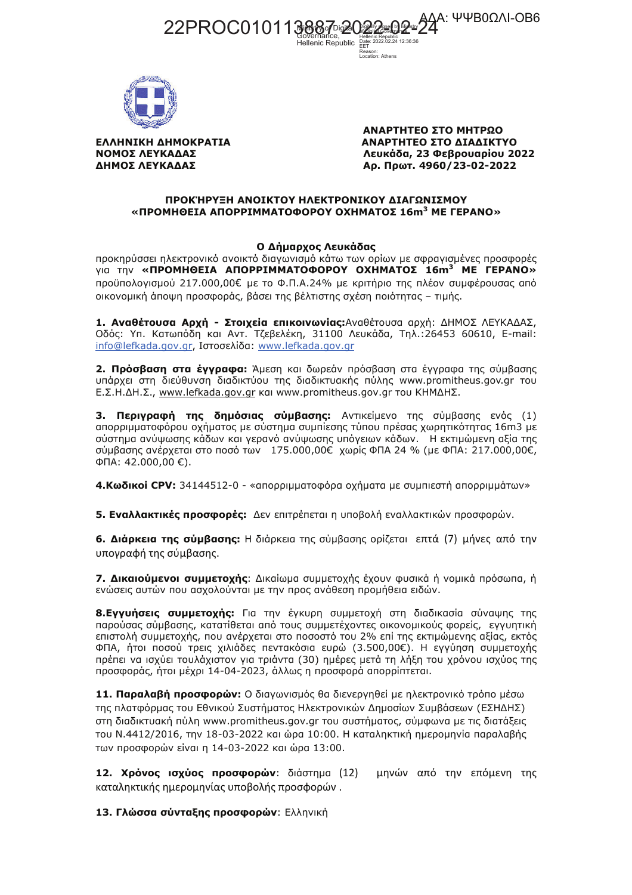22PROC010113887 2022-02-24

ΑΔΑ: ΨΨΒ0ΩΛΙ-ΟΒ6

ΕΛΛΗΝΙΚΗ ΔΗΜΟΚΡΑΤΙΑ
ΝΟΜΟΣ ΛΕΥΚΑΔΑΣ
ΔΗΜΟΣ ΛΕΥΚΑΔΑΣ

**ΑΝΑΡΤΗΤΕΟ ΣΤΟ ΜΗΤΡΩΟ**
**ΑΝΑΡΤΗΤΕΟ ΣΤΟ ΔΙΑΔΙΚΤΥΟ**
**Λευκάδα, 23 Φεβρουαρίου 2022**
**Αρ. Πρωτ. 4960/23-02-2022**

## ΠΡΟΚΗΡΥΞΗ ΑΝΟΙΚΤΟΥ ΗΛΕΚΤΡΟΝΙΚΟΥ ΔΙΑΓΩΝΙΣΜΟΥ «ΠΡΟΜΗΘΕΙΑ ΑΠΟΡΡΙΜΜΑΤΟΦΟΡΟΥ ΟΧΗΜΑΤΟΣ 16m³ ΜΕ ΓΕΡΑΝΟ»

**Ο Δήμαρχος Λευκάδας**

προκηρύσσει ηλεκτρονικό ανοικτό διαγωνισμό κάτω των ορίων με σφραγισμένες προσφορές για την **«ΠΡΟΜΗΘΕΙΑ ΑΠΟΡΡΙΜΜΑΤΟΦΟΡΟΥ ΟΧΗΜΑΤΟΣ 16m³ ΜΕ ΓΕΡΑΝΟ»** προϋπολογισμού 217.000,00€ με το Φ.Π.Α.24% με κριτήριο της πλέον συμφέρουσας από οικονομική άποψη προσφοράς, βάσει της βέλτιστης σχέση ποιότητας – τιμής.

**1. Αναθέτουσα Αρχή - Στοιχεία επικοινωνίας:** Αναθέτουσα αρχή: ΔΗΜΟΣ ΛΕΥΚΑΔΑΣ, Οδός: Υπ. Κατωπόδη και Αντ. Τζεβελέκη, 31100 Λευκάδα, Τηλ.:26453 60610, E-mail: info@lefkada.gov.gr, Ιστοσελίδα: www.lefkada.gov.gr

**2. Πρόσβαση στα έγγραφα:** Άμεση και δωρεάν πρόσβαση στα έγγραφα της σύμβασης υπάρχει στη διεύθυνση διαδικτύου της διαδικτυακής πύλης www.promitheus.gov.gr του Ε.Σ.Η.ΔΗ.Σ., www.lefkada.gov.gr και www.promitheus.gov.gr του ΚΗΜΔΗΣ.

**3. Περιγραφή της δημόσιας σύμβασης:** Αντικείμενο της σύμβασης ενός (1) απορριμματοφόρου οχήματος με σύστημα συμπίεσης τύπου πρέσας χωρητικότητας 16m3 με σύστημα ανύψωσης κάδων και γερανό ανύψωσης υπόγειων κάδων. Η εκτιμώμενη αξία της σύμβασης ανέρχεται στο ποσό των 175.000,00€ χωρίς ΦΠΑ 24 % (με ΦΠΑ: 217.000,00€, ΦΠΑ: 42.000,00 €).

**4.Κωδικοί CPV:** 34144512-0 - «απορριμματοφόρα οχήματα με συμπιεστή απορριμμάτων»

**5. Εναλλακτικές προσφορές:** Δεν επιτρέπεται η υποβολή εναλλακτικών προσφορών.

**6. Διάρκεια της σύμβασης:** Η διάρκεια της σύμβασης ορίζεται επτά (7) μήνες από την υπογραφή της σύμβασης.

**7. Δικαιούμενοι συμμετοχής**: Δικαίωμα συμμετοχής έχουν φυσικά ή νομικά πρόσωπα, ή ενώσεις αυτών που ασχολούνται με την προς ανάθεση προμήθεια ειδών.

**8.Εγγυήσεις συμμετοχής:** Για την έγκυρη συμμετοχή στη διαδικασία σύναψης της παρούσας σύμβασης, κατατίθεται από τους συμμετέχοντες οικονομικούς φορείς, εγγυητική επιστολή συμμετοχής, που ανέρχεται στο ποσοστό του 2% επί της εκτιμώμενης αξίας, εκτός ΦΠΑ, ήτοι ποσού τρεις χιλιάδες πεντακόσια ευρώ (3.500,00€). Η εγγύηση συμμετοχής πρέπει να ισχύει τουλάχιστον για τριάντα (30) ημέρες μετά τη λήξη του χρόνου ισχύος της προσφοράς, ήτοι μέχρι 14-04-2023, άλλως η προσφορά απορρίπτεται.

**11. Παραλαβή προσφορών:** Ο διαγωνισμός θα διενεργηθεί με ηλεκτρονικό τρόπο μέσω της πλατφόρμας του Εθνικού Συστήματος Ηλεκτρονικών Δημοσίων Συμβάσεων (ΕΣΗΔΗΣ) στη διαδικτυακή πύλη www.promitheus.gov.gr του συστήματος, σύμφωνα με τις διατάξεις του Ν.4412/2016, την 18-03-2022 και ώρα 10:00. Η καταληκτική ημερομηνία παραλαβής των προσφορών είναι η 14-03-2022 και ώρα 13:00.

**12. Χρόνος ισχύος προσφορών**: διάστημα (12) μηνών από την επόμενη της καταληκτικής ημερομηνίας υποβολής προσφορών .

**13. Γλώσσα σύνταξης προσφορών**: Ελληνική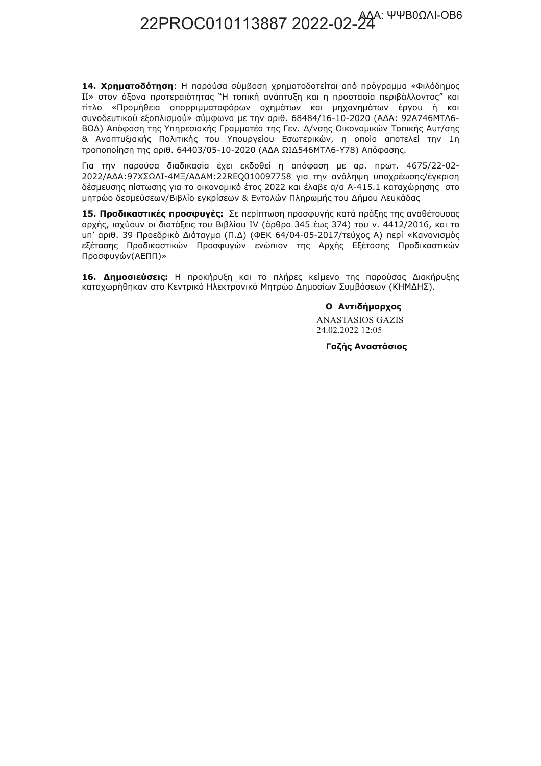**14. Χρηματοδότηση**: Η παρούσα σύμβαση χρηματοδοτείται από πρόγραμμα «Φιλόδημος ΙΙ» στον άξονα προτεραιότητας "Η τοπική ανάπτυξη και η προστασία περιβάλλοντος" και τίτλο «Προμήθεια απορριμματοφόρων οχημάτων και μηχανημάτων έργου ή και συνοδευτικού εξοπλισμού» σύμφωνα με την αριθ. 68484/16-10-2020 (ΑΔΑ: 92Α746ΜΤΛ6-ΒΟΔ) Απόφαση της Υπηρεσιακής Γραμματέα της Γεν. Δ/νσης Οικονομικών Τοπικής Αυτ/σης & Αναπτυξιακής Πολιτικής του Υπουργείου Εσωτερικών, η οποία αποτελεί την 1η τροποποίηση της αριθ. 64403/05-10-2020 (ΑΔΑ ΩΙΔ546ΜΤΛ6-Υ78) Απόφασης.

Για την παρούσα διαδικασία έχει εκδοθεί η απόφαση με αρ. πρωτ. 4675/22-02-2022/ΑΔΑ:97ΧΣΩΛΙ-4ΜΞ/ΑΔΑΜ:22REQ010097758 για την ανάληψη υποχρέωσης/έγκριση δέσμευσης πίστωσης για το οικονομικό έτος 2022 και έλαβε α/α Α-415.1 καταχώρησης στο μητρώο δεσμεύσεων/Βιβλίο εγκρίσεων & Εντολών Πληρωμής του Δήμου Λευκάδας

**15. Προδικαστικές προσφυγές:** Σε περίπτωση προσφυγής κατά πράξης της αναθέτουσας αρχής, ισχύουν οι διατάξεις του Βιβλίου IV (άρθρα 345 έως 374) του ν. 4412/2016, και το υπ' αριθ. 39 Προεδρικό Διάταγμα (Π.Δ) (ΦΕΚ 64/04-05-2017/τεύχος Α) περί «Κανονισμός εξέτασης Προδικαστικών Προσφυγών ενώπιον της Αρχής Εξέτασης Προδικαστικών Προσφυγών(ΑΕΠΠ)»

**16. Δημοσιεύσεις:** Η προκήρυξη και το πλήρες κείμενο της παρούσας Διακήρυξης καταχωρήθηκαν στο Κεντρικό Ηλεκτρονικό Μητρώο Δημοσίων Συμβάσεων (ΚΗΜΔΗΣ).

**Ο Αντιδήμαρχος**

ANASTASIOS GAZIS
24.02.2022 12:05

**Γαζής Αναστάσιος**